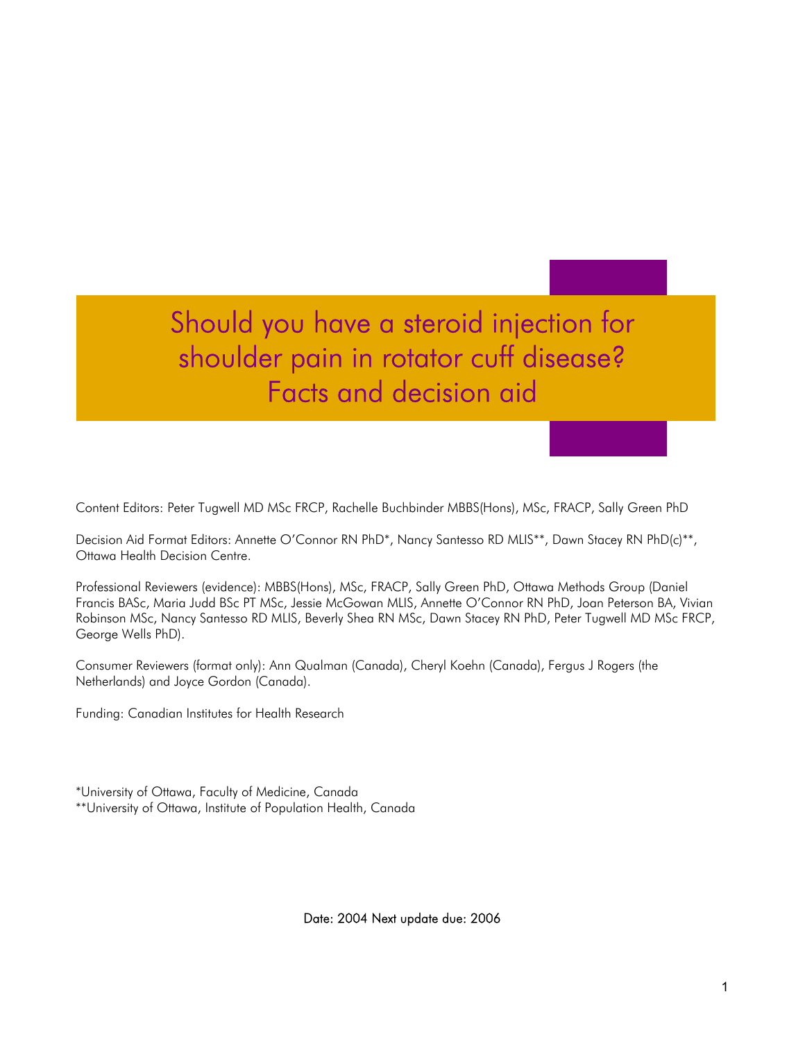# Should you have a steroid injection for shoulder pain in rotator cuff disease? Facts and decision aid

Content Editors: Peter Tugwell MD MSc FRCP, Rachelle Buchbinder MBBS(Hons), MSc, FRACP, Sally Green PhD

Decision Aid Format Editors: Annette O'Connor RN PhD*, Nancy Santesso RD MLIS**, Dawn Stacey RN PhD(c)**, Ottawa Health Decision Centre.

Professional Reviewers (evidence): MBBS(Hons), MSc, FRACP, Sally Green PhD, Ottawa Methods Group (Daniel Francis BASc, Maria Judd BSc PT MSc, Jessie McGowan MLIS, Annette O'Connor RN PhD, Joan Peterson BA, Vivian Robinson MSc, Nancy Santesso RD MLIS, Beverly Shea RN MSc, Dawn Stacey RN PhD, Peter Tugwell MD MSc FRCP, George Wells PhD).

Consumer Reviewers (format only): Ann Qualman (Canada), Cheryl Koehn (Canada), Fergus J Rogers (the Netherlands) and Joyce Gordon (Canada).

Funding: Canadian Institutes for Health Research

*University of Ottawa, Faculty of Medicine, Canada
**University of Ottawa, Institute of Population Health, Canada

Date: 2004 Next update due: 2006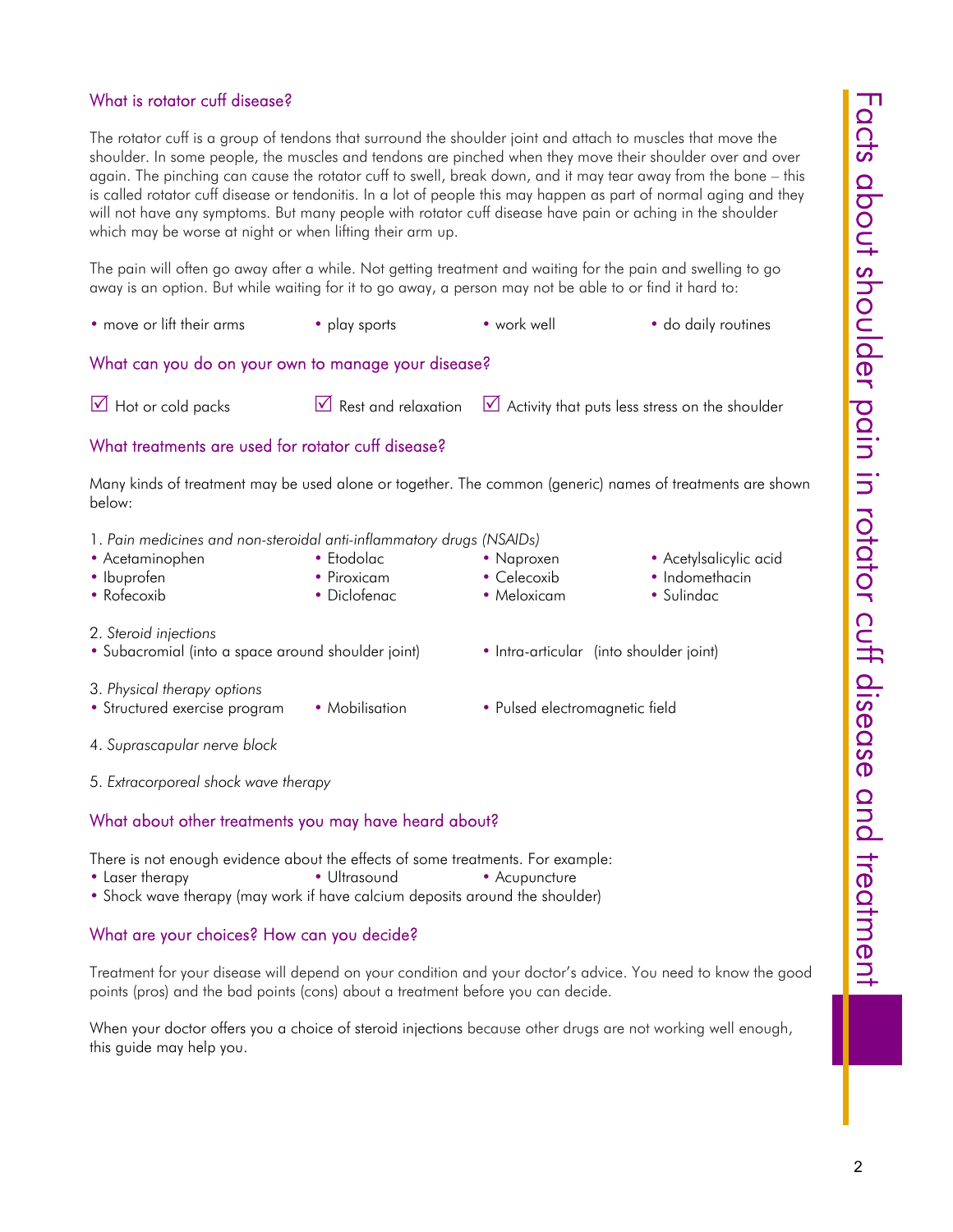## What is rotator cuff disease?

The rotator cuff is a group of tendons that surround the shoulder joint and attach to muscles that move the shoulder. In some people, the muscles and tendons are pinched when they move their shoulder over and over again. The pinching can cause the rotator cuff to swell, break down, and it may tear away from the bone – this is called rotator cuff disease or tendonitis. In a lot of people this may happen as part of normal aging and they will not have any symptoms. But many people with rotator cuff disease have pain or aching in the shoulder which may be worse at night or when lifting their arm up.

The pain will often go away after a while. Not getting treatment and waiting for the pain and swelling to go away is an option. But while waiting for it to go away, a person may not be able to or find it hard to:

- move or lift their arms
- play sports
- work well
- do daily routines

## What can you do on your own to manage your disease?

- ☑ Hot or cold packs
- ☑ Rest and relaxation
- ☑ Activity that puts less stress on the shoulder

## What treatments are used for rotator cuff disease?

Many kinds of treatment may be used alone or together. The common (generic) names of treatments are shown below:

1. *Pain medicines and non-steroidal anti-inflammatory drugs (NSAIDs)*
   - Acetaminophen
   - Ibuprofen
   - Rofecoxib
   - Etodolac
   - Piroxicam
   - Diclofenac
   - Naproxen
   - Celecoxib
   - Meloxicam
   - Acetylsalicylic acid
   - Indomethacin
   - Sulindac

2. *Steroid injections*
   - Subacromial (into a space around shoulder joint)
   - Intra-articular (into shoulder joint)

3. *Physical therapy options*
   - Structured exercise program
   - Mobilisation
   - Pulsed electromagnetic field

4. *Suprascapular nerve block*

5. *Extracorporeal shock wave therapy*

## What about other treatments you may have heard about?

There is not enough evidence about the effects of some treatments. For example:

- Laser therapy
- Ultrasound
- Acupuncture
- Shock wave therapy (may work if have calcium deposits around the shoulder)

## What are your choices? How can you decide?

Treatment for your disease will depend on your condition and your doctor's advice. You need to know the good points (pros) and the bad points (cons) about a treatment before you can decide.

When your doctor offers you a choice of steroid injections because other drugs are not working well enough, this guide may help you.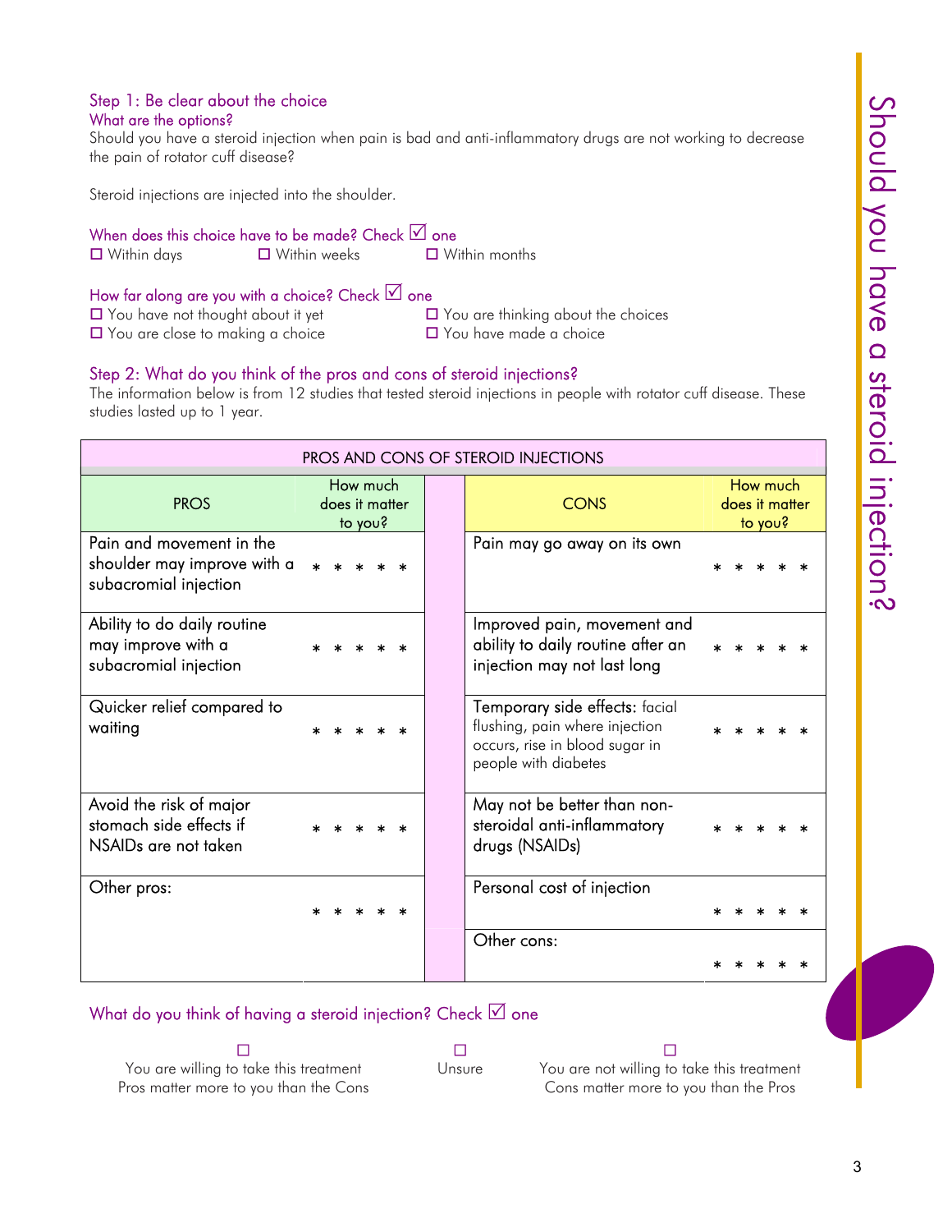## Step 1: Be clear about the choice

### What are the options?

Should you have a steroid injection when pain is bad and anti-inflammatory drugs are not working to decrease the pain of rotator cuff disease?

Steroid injections are injected into the shoulder.

### When does this choice have to be made? Check ☑ one

☐ Within days ☐ Within weeks ☐ Within months

### How far along are you with a choice? Check ☑ one

☐ You have not thought about it yet
☐ You are thinking about the choices
☐ You are close to making a choice
☐ You have made a choice

## Step 2: What do you think of the pros and cons of steroid injections?

The information below is from 12 studies that tested steroid injections in people with rotator cuff disease. These studies lasted up to 1 year.

| PROS AND CONS OF STEROID INJECTIONS | | | |
|---|---|---|---|
| PROS | How much does it matter to you? | CONS | How much does it matter to you? |
| Pain and movement in the shoulder may improve with a subacromial injection | * * * * * | Pain may go away on its own | * * * * * |
| Ability to do daily routine may improve with a subacromial injection | * * * * * | Improved pain, movement and ability to daily routine after an injection may not last long | * * * * * |
| Quicker relief compared to waiting | * * * * * | Temporary side effects: facial flushing, pain where injection occurs, rise in blood sugar in people with diabetes | * * * * * |
| Avoid the risk of major stomach side effects if NSAIDs are not taken | * * * * * | May not be better than non-steroidal anti-inflammatory drugs (NSAIDs) | * * * * * |
| Other pros: | * * * * * | Personal cost of injection | * * * * * |
| | | Other cons: | * * * * * |

### What do you think of having a steroid injection? Check ☑ one

☐ You are willing to take this treatment — Pros matter more to you than the Cons

☐ Unsure

☐ You are not willing to take this treatment — Cons matter more to you than the Pros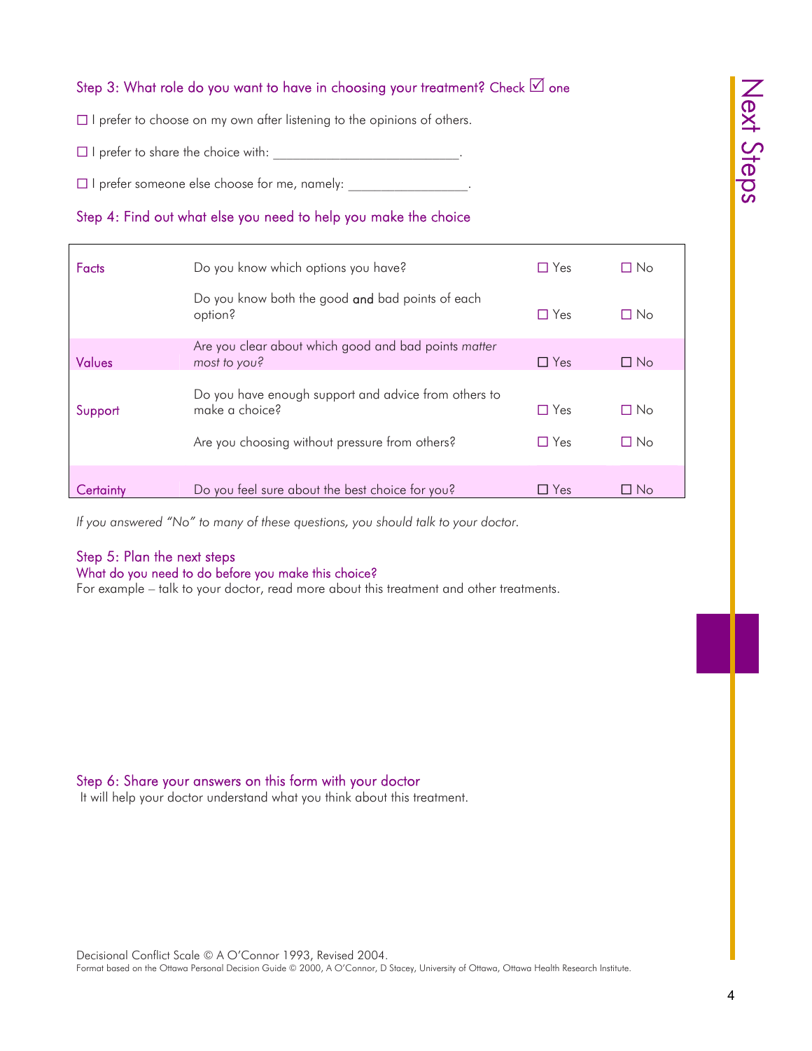## Step 3: What role do you want to have in choosing your treatment? Check ☑ one

☐ I prefer to choose on my own after listening to the opinions of others.

☐ I prefer to share the choice with: ___________________________.

☐ I prefer someone else choose for me, namely: _________________.

## Step 4: Find out what else you need to help you make the choice

| | | | |
|---|---|---|---|
| Facts | Do you know which options you have? | ☐ Yes | ☐ No |
| | Do you know both the good **and** bad points of each option? | ☐ Yes | ☐ No |
| Values | Are you clear about which good and bad points *matter most to you?* | ☐ Yes | ☐ No |
| Support | Do you have enough support and advice from others to make a choice? | ☐ Yes | ☐ No |
| | Are you choosing without pressure from others? | ☐ Yes | ☐ No |
| Certainty | Do you feel sure about the best choice for you? | ☐ Yes | ☐ No |

*If you answered "No" to many of these questions, you should talk to your doctor.*

## Step 5: Plan the next steps

### What do you need to do before you make this choice?

For example – talk to your doctor, read more about this treatment and other treatments.

## Step 6: Share your answers on this form with your doctor

It will help your doctor understand what you think about this treatment.

Decisional Conflict Scale © A O'Connor 1993, Revised 2004.
Format based on the Ottawa Personal Decision Guide © 2000, A O'Connor, D Stacey, University of Ottawa, Ottawa Health Research Institute.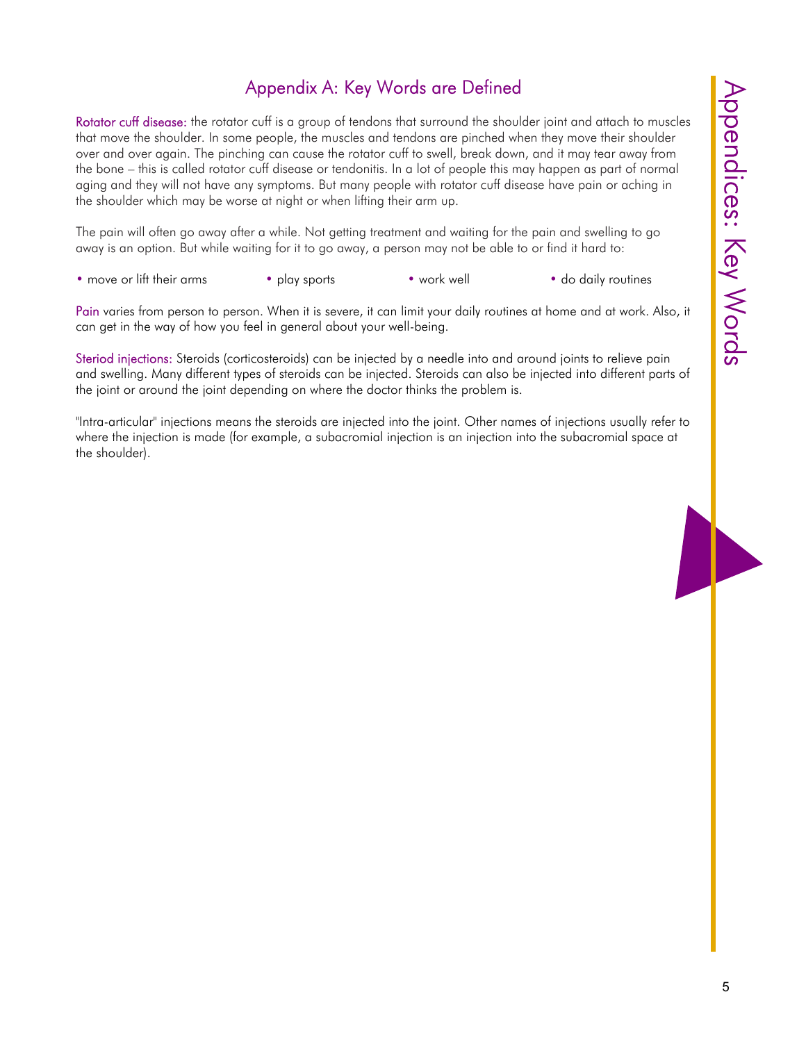# Appendix A: Key Words are Defined

**Rotator cuff disease:** the rotator cuff is a group of tendons that surround the shoulder joint and attach to muscles that move the shoulder. In some people, the muscles and tendons are pinched when they move their shoulder over and over again. The pinching can cause the rotator cuff to swell, break down, and it may tear away from the bone – this is called rotator cuff disease or tendonitis. In a lot of people this may happen as part of normal aging and they will not have any symptoms. But many people with rotator cuff disease have pain or aching in the shoulder which may be worse at night or when lifting their arm up.

The pain will often go away after a while. Not getting treatment and waiting for the pain and swelling to go away is an option. But while waiting for it to go away, a person may not be able to or find it hard to:

- move or lift their arms
- play sports
- work well
- do daily routines

**Pain** varies from person to person. When it is severe, it can limit your daily routines at home and at work. Also, it can get in the way of how you feel in general about your well-being.

**Steriod injections:** Steroids (corticosteroids) can be injected by a needle into and around joints to relieve pain and swelling. Many different types of steroids can be injected. Steroids can also be injected into different parts of the joint or around the joint depending on where the doctor thinks the problem is.

"Intra-articular" injections means the steroids are injected into the joint. Other names of injections usually refer to where the injection is made (for example, a subacromial injection is an injection into the subacromial space at the shoulder).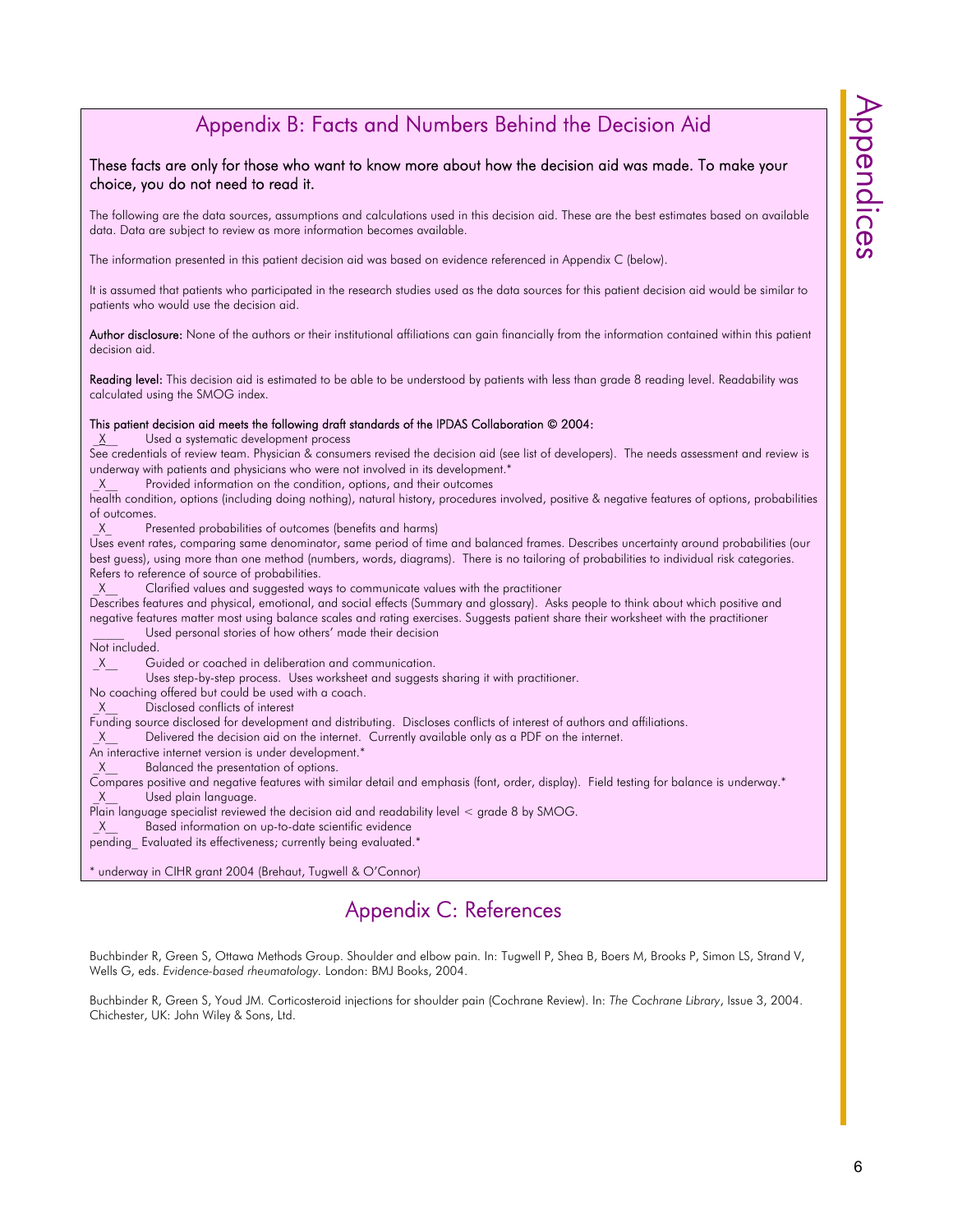# Appendix B: Facts and Numbers Behind the Decision Aid

**These facts are only for those who want to know more about how the decision aid was made. To make your choice, you do not need to read it.**

The following are the data sources, assumptions and calculations used in this decision aid. These are the best estimates based on available data. Data are subject to review as more information becomes available.

The information presented in this patient decision aid was based on evidence referenced in Appendix C (below).

It is assumed that patients who participated in the research studies used as the data sources for this patient decision aid would be similar to patients who would use the decision aid.

**Author disclosure:** None of the authors or their institutional affiliations can gain financially from the information contained within this patient decision aid.

**Reading level:** This decision aid is estimated to be able to be understood by patients with less than grade 8 reading level. Readability was calculated using the SMOG index.

**This patient decision aid meets the following draft standards of the IPDAS Collaboration © 2004:**

_X__ Used a systematic development process

See credentials of review team. Physician & consumers revised the decision aid (see list of developers). The needs assessment and review is underway with patients and physicians who were not involved in its development.*

_X__ Provided information on the condition, options, and their outcomes

health condition, options (including doing nothing), natural history, procedures involved, positive & negative features of options, probabilities of outcomes.

_X_ Presented probabilities of outcomes (benefits and harms)

Uses event rates, comparing same denominator, same period of time and balanced frames. Describes uncertainty around probabilities (our best guess), using more than one method (numbers, words, diagrams). There is no tailoring of probabilities to individual risk categories. Refers to reference of source of probabilities.

_X__ Clarified values and suggested ways to communicate values with the practitioner

Describes features and physical, emotional, and social effects (Summary and glossary). Asks people to think about which positive and negative features matter most using balance scales and rating exercises. Suggests patient share their worksheet with the practitioner

_____ Used personal stories of how others' made their decision

Not included.

_X__ Guided or coached in deliberation and communication.

Uses step-by-step process. Uses worksheet and suggests sharing it with practitioner.

No coaching offered but could be used with a coach.

_X__ Disclosed conflicts of interest

Funding source disclosed for development and distributing. Discloses conflicts of interest of authors and affiliations.

_X__ Delivered the decision aid on the internet. Currently available only as a PDF on the internet.

An interactive internet version is under development.*

_X__ Balanced the presentation of options.

Compares positive and negative features with similar detail and emphasis (font, order, display). Field testing for balance is underway.*

_X__ Used plain language.

Plain language specialist reviewed the decision aid and readability level < grade 8 by SMOG.

_X__ Based information on up-to-date scientific evidence

pending_ Evaluated its effectiveness; currently being evaluated.*

* underway in CIHR grant 2004 (Brehaut, Tugwell & O'Connor)

# Appendix C: References

Buchbinder R, Green S, Ottawa Methods Group. Shoulder and elbow pain. In: Tugwell P, Shea B, Boers M, Brooks P, Simon LS, Strand V, Wells G, eds. *Evidence-based rheumatology.* London: BMJ Books, 2004.

Buchbinder R, Green S, Youd JM. Corticosteroid injections for shoulder pain (Cochrane Review). In: *The Cochrane Library*, Issue 3, 2004. Chichester, UK: John Wiley & Sons, Ltd.